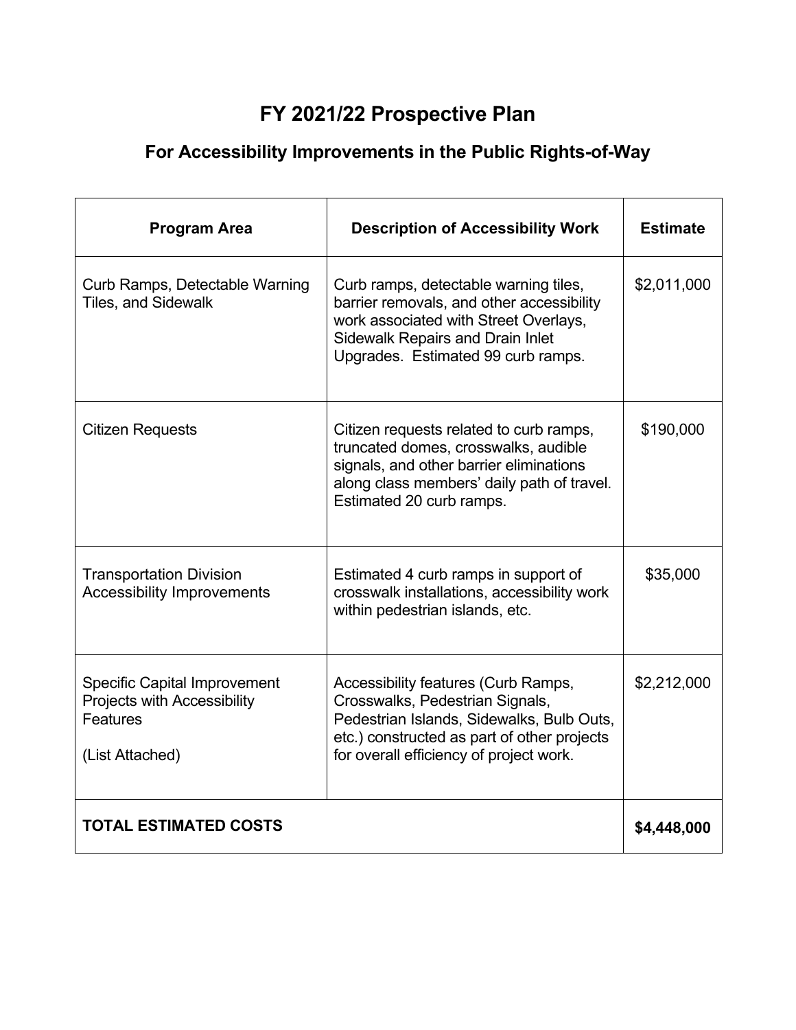# FY 2021/22 Prospective Plan

## For Accessibility Improvements in the Public Rights-of-Way

| Program Area | Description of Accessibility Work | Estimate |
|---|---|---|
| Curb Ramps, Detectable Warning Tiles, and Sidewalk | Curb ramps, detectable warning tiles, barrier removals, and other accessibility work associated with Street Overlays, Sidewalk Repairs and Drain Inlet Upgrades. Estimated 99 curb ramps. | $2,011,000 |
| Citizen Requests | Citizen requests related to curb ramps, truncated domes, crosswalks, audible signals, and other barrier eliminations along class members' daily path of travel. Estimated 20 curb ramps. | $190,000 |
| Transportation Division Accessibility Improvements | Estimated 4 curb ramps in support of crosswalk installations, accessibility work within pedestrian islands, etc. | $35,000 |
| Specific Capital Improvement Projects with Accessibility Features<br><br>(List Attached) | Accessibility features (Curb Ramps, Crosswalks, Pedestrian Signals, Pedestrian Islands, Sidewalks, Bulb Outs, etc.) constructed as part of other projects for overall efficiency of project work. | $2,212,000 |
| **TOTAL ESTIMATED COSTS** | | **$4,448,000** |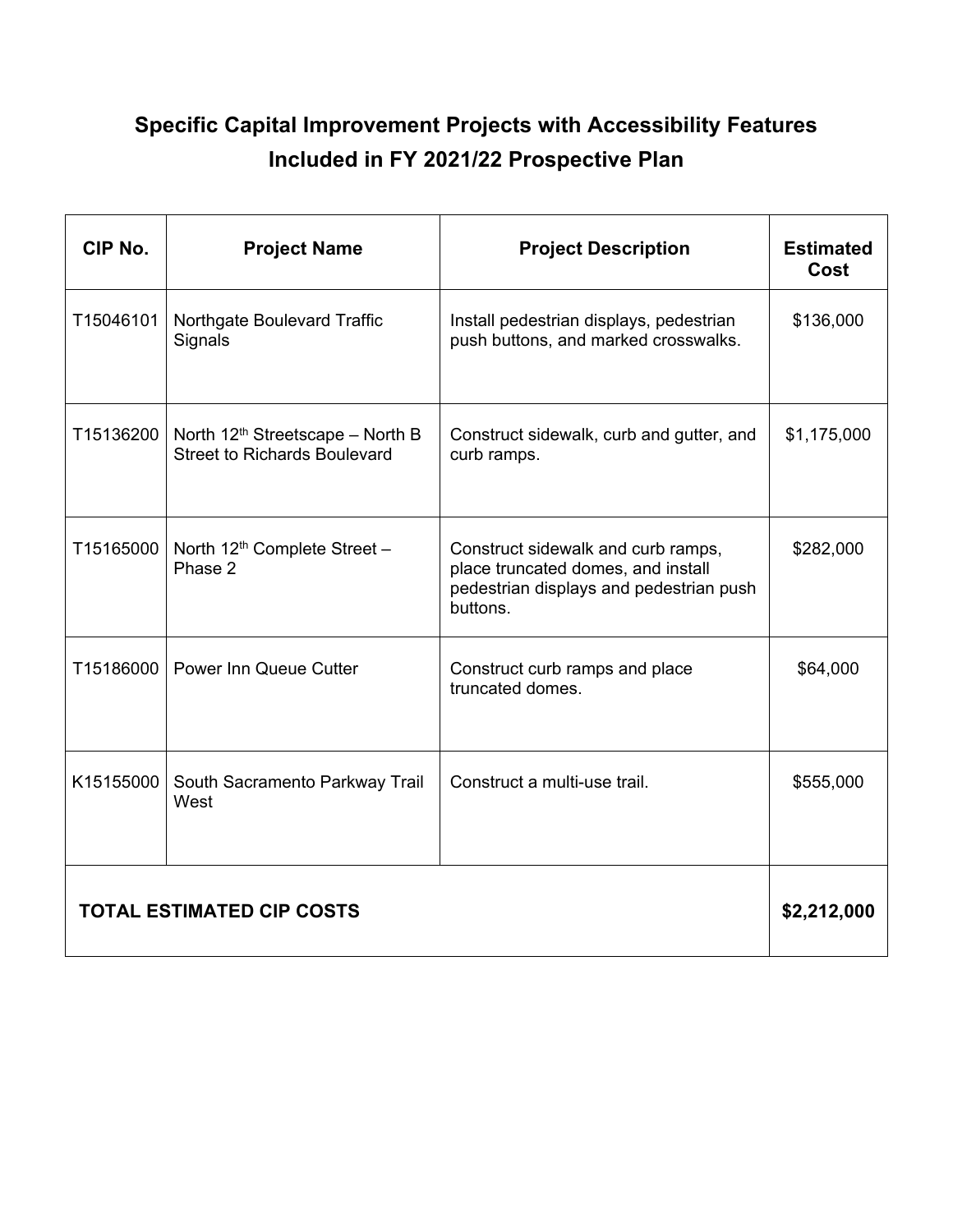# Specific Capital Improvement Projects with Accessibility Features Included in FY 2021/22 Prospective Plan

| CIP No. | Project Name | Project Description | Estimated Cost |
|---|---|---|---|
| T15046101 | Northgate Boulevard Traffic Signals | Install pedestrian displays, pedestrian push buttons, and marked crosswalks. | $136,000 |
| T15136200 | North 12th Streetscape – North B Street to Richards Boulevard | Construct sidewalk, curb and gutter, and curb ramps. | $1,175,000 |
| T15165000 | North 12th Complete Street – Phase 2 | Construct sidewalk and curb ramps, place truncated domes, and install pedestrian displays and pedestrian push buttons. | $282,000 |
| T15186000 | Power Inn Queue Cutter | Construct curb ramps and place truncated domes. | $64,000 |
| K15155000 | South Sacramento Parkway Trail West | Construct a multi-use trail. | $555,000 |
| **TOTAL ESTIMATED CIP COSTS** | | | **$2,212,000** |